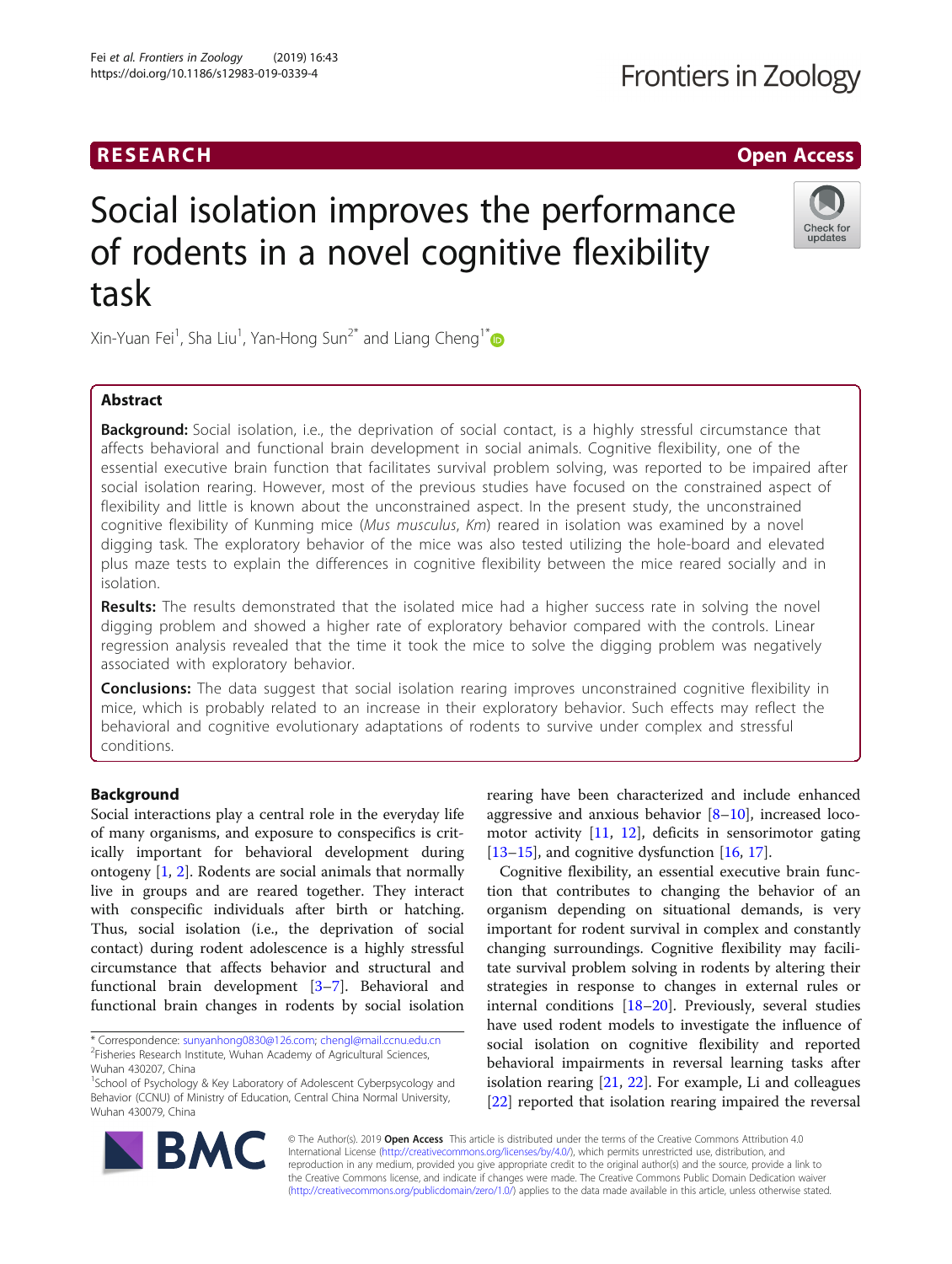RESEARCH

Open Access

# Social isolation improves the performance of rodents in a novel cognitive flexibility task

Xin-Yuan Fei[1], Sha Liu[1], Yan-Hong Sun[2*] and Liang Cheng[1*]

## Abstract

**Background:** Social isolation, i.e., the deprivation of social contact, is a highly stressful circumstance that affects behavioral and functional brain development in social animals. Cognitive flexibility, one of the essential executive brain function that facilitates survival problem solving, was reported to be impaired after social isolation rearing. However, most of the previous studies have focused on the constrained aspect of flexibility and little is known about the unconstrained aspect. In the present study, the unconstrained cognitive flexibility of Kunming mice (*Mus musculus*, *Km*) reared in isolation was examined by a novel digging task. The exploratory behavior of the mice was also tested utilizing the hole-board and elevated plus maze tests to explain the differences in cognitive flexibility between the mice reared socially and in isolation.

**Results:** The results demonstrated that the isolated mice had a higher success rate in solving the novel digging problem and showed a higher rate of exploratory behavior compared with the controls. Linear regression analysis revealed that the time it took the mice to solve the digging problem was negatively associated with exploratory behavior.

**Conclusions:** The data suggest that social isolation rearing improves unconstrained cognitive flexibility in mice, which is probably related to an increase in their exploratory behavior. Such effects may reflect the behavioral and cognitive evolutionary adaptations of rodents to survive under complex and stressful conditions.

## Background

Social interactions play a central role in the everyday life of many organisms, and exposure to conspecifics is critically important for behavioral development during ontogeny [1, 2]. Rodents are social animals that normally live in groups and are reared together. They interact with conspecific individuals after birth or hatching. Thus, social isolation (i.e., the deprivation of social contact) during rodent adolescence is a highly stressful circumstance that affects behavior and structural and functional brain development [3–7]. Behavioral and functional brain changes in rodents by social isolation rearing have been characterized and include enhanced aggressive and anxious behavior [8–10], increased locomotor activity [11, 12], deficits in sensorimotor gating [13–15], and cognitive dysfunction [16, 17].

Cognitive flexibility, an essential executive brain function that contributes to changing the behavior of an organism depending on situational demands, is very important for rodent survival in complex and constantly changing surroundings. Cognitive flexibility may facilitate survival problem solving in rodents by altering their strategies in response to changes in external rules or internal conditions [18–20]. Previously, several studies have used rodent models to investigate the influence of social isolation on cognitive flexibility and reported behavioral impairments in reversal learning tasks after isolation rearing [21, 22]. For example, Li and colleagues [22] reported that isolation rearing impaired the reversal

* Correspondence: sunyanhong0830@126.com; chengl@mail.ccnu.edu.cn
[2]Fisheries Research Institute, Wuhan Academy of Agricultural Sciences, Wuhan 430207, China
[1]School of Psychology & Key Laboratory of Adolescent Cyberpsychology and Behavior (CCNU) of Ministry of Education, Central China Normal University, Wuhan 430079, China

© The Author(s). 2019 **Open Access** This article is distributed under the terms of the Creative Commons Attribution 4.0 International License (http://creativecommons.org/licenses/by/4.0/), which permits unrestricted use, distribution, and reproduction in any medium, provided you give appropriate credit to the original author(s) and the source, provide a link to the Creative Commons license, and indicate if changes were made. The Creative Commons Public Domain Dedication waiver (http://creativecommons.org/publicdomain/zero/1.0/) applies to the data made available in this article, unless otherwise stated.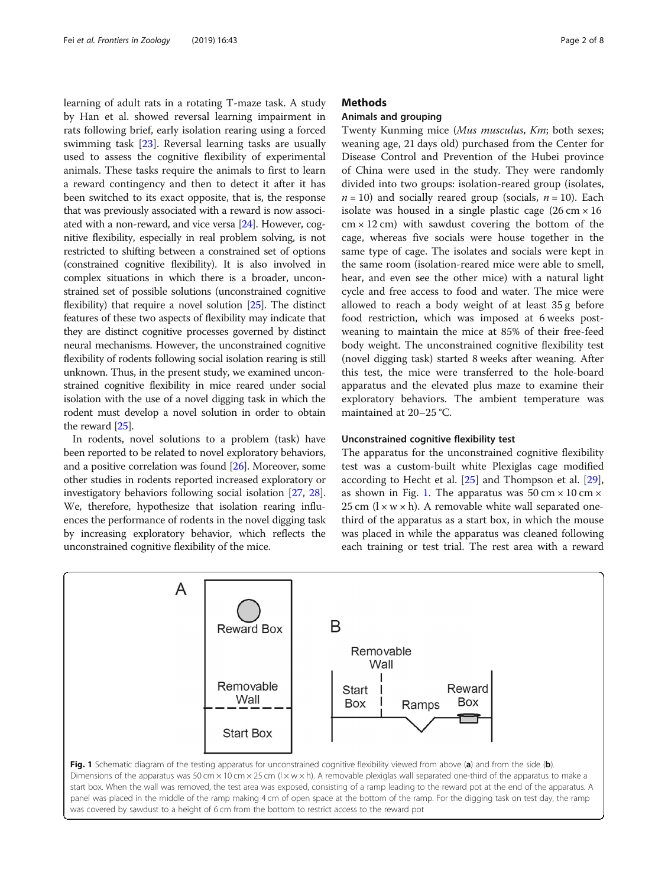learning of adult rats in a rotating T-maze task. A study by Han et al. showed reversal learning impairment in rats following brief, early isolation rearing using a forced swimming task [23]. Reversal learning tasks are usually used to assess the cognitive flexibility of experimental animals. These tasks require the animals to first to learn a reward contingency and then to detect it after it has been switched to its exact opposite, that is, the response that was previously associated with a reward is now associated with a non-reward, and vice versa [24]. However, cognitive flexibility, especially in real problem solving, is not restricted to shifting between a constrained set of options (constrained cognitive flexibility). It is also involved in complex situations in which there is a broader, unconstrained set of possible solutions (unconstrained cognitive flexibility) that require a novel solution [25]. The distinct features of these two aspects of flexibility may indicate that they are distinct cognitive processes governed by distinct neural mechanisms. However, the unconstrained cognitive flexibility of rodents following social isolation rearing is still unknown. Thus, in the present study, we examined unconstrained cognitive flexibility in mice reared under social isolation with the use of a novel digging task in which the rodent must develop a novel solution in order to obtain the reward [25].

In rodents, novel solutions to a problem (task) have been reported to be related to novel exploratory behaviors, and a positive correlation was found [26]. Moreover, some other studies in rodents reported increased exploratory or investigatory behaviors following social isolation [27, 28]. We, therefore, hypothesize that isolation rearing influences the performance of rodents in the novel digging task by increasing exploratory behavior, which reflects the unconstrained cognitive flexibility of the mice.

## Methods

### Animals and grouping

Twenty Kunming mice (*Mus musculus*, *Km*; both sexes; weaning age, 21 days old) purchased from the Center for Disease Control and Prevention of the Hubei province of China were used in the study. They were randomly divided into two groups: isolation-reared group (isolates, $n = 10$) and socially reared group (socials, $n = 10$). Each isolate was housed in a single plastic cage (26 cm × 16 cm × 12 cm) with sawdust covering the bottom of the cage, whereas five socials were house together in the same type of cage. The isolates and socials were kept in the same room (isolation-reared mice were able to smell, hear, and even see the other mice) with a natural light cycle and free access to food and water. The mice were allowed to reach a body weight of at least 35 g before food restriction, which was imposed at 6 weeks post-weaning to maintain the mice at 85% of their free-feed body weight. The unconstrained cognitive flexibility test (novel digging task) started 8 weeks after weaning. After this test, the mice were transferred to the hole-board apparatus and the elevated plus maze to examine their exploratory behaviors. The ambient temperature was maintained at 20–25 °C.

### Unconstrained cognitive flexibility test

The apparatus for the unconstrained cognitive flexibility test was a custom-built white Plexiglas cage modified according to Hecht et al. [25] and Thompson et al. [29], as shown in Fig. 1. The apparatus was 50 cm × 10 cm × 25 cm (l × w × h). A removable white wall separated one-third of the apparatus as a start box, in which the mouse was placed in while the apparatus was cleaned following each training or test trial. The rest area with a reward

**Fig. 1** Schematic diagram of the testing apparatus for unconstrained cognitive flexibility viewed from above (**a**) and from the side (**b**). Dimensions of the apparatus was 50 cm × 10 cm × 25 cm (l × w × h). A removable plexiglas wall separated one-third of the apparatus to make a start box. When the wall was removed, the test area was exposed, consisting of a ramp leading to the reward pot at the end of the apparatus. A panel was placed in the middle of the ramp making 4 cm of open space at the bottom of the ramp. For the digging task on test day, the ramp was covered by sawdust to a height of 6 cm from the bottom to restrict access to the reward pot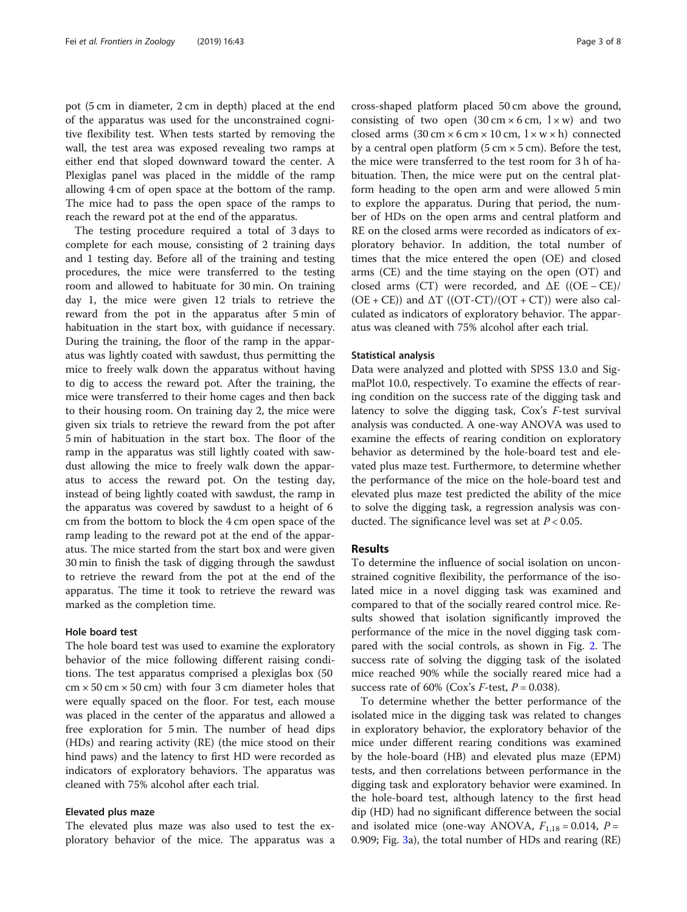pot (5 cm in diameter, 2 cm in depth) placed at the end of the apparatus was used for the unconstrained cognitive flexibility test. When tests started by removing the wall, the test area was exposed revealing two ramps at either end that sloped downward toward the center. A Plexiglas panel was placed in the middle of the ramp allowing 4 cm of open space at the bottom of the ramp. The mice had to pass the open space of the ramps to reach the reward pot at the end of the apparatus.

The testing procedure required a total of 3 days to complete for each mouse, consisting of 2 training days and 1 testing day. Before all of the training and testing procedures, the mice were transferred to the testing room and allowed to habituate for 30 min. On training day 1, the mice were given 12 trials to retrieve the reward from the pot in the apparatus after 5 min of habituation in the start box, with guidance if necessary. During the training, the floor of the ramp in the apparatus was lightly coated with sawdust, thus permitting the mice to freely walk down the apparatus without having to dig to access the reward pot. After the training, the mice were transferred to their home cages and then back to their housing room. On training day 2, the mice were given six trials to retrieve the reward from the pot after 5 min of habituation in the start box. The floor of the ramp in the apparatus was still lightly coated with sawdust allowing the mice to freely walk down the apparatus to access the reward pot. On the testing day, instead of being lightly coated with sawdust, the ramp in the apparatus was covered by sawdust to a height of 6 cm from the bottom to block the 4 cm open space of the ramp leading to the reward pot at the end of the apparatus. The mice started from the start box and were given 30 min to finish the task of digging through the sawdust to retrieve the reward from the pot at the end of the apparatus. The time it took to retrieve the reward was marked as the completion time.

#### Hole board test

The hole board test was used to examine the exploratory behavior of the mice following different raising conditions. The test apparatus comprised a plexiglas box (50 cm × 50 cm × 50 cm) with four 3 cm diameter holes that were equally spaced on the floor. For test, each mouse was placed in the center of the apparatus and allowed a free exploration for 5 min. The number of head dips (HDs) and rearing activity (RE) (the mice stood on their hind paws) and the latency to first HD were recorded as indicators of exploratory behaviors. The apparatus was cleaned with 75% alcohol after each trial.

#### Elevated plus maze

The elevated plus maze was also used to test the exploratory behavior of the mice. The apparatus was a cross-shaped platform placed 50 cm above the ground, consisting of two open (30 cm × 6 cm, l × w) and two closed arms (30 cm × 6 cm × 10 cm, l × w × h) connected by a central open platform (5 cm × 5 cm). Before the test, the mice were transferred to the test room for 3 h of habituation. Then, the mice were put on the central platform heading to the open arm and were allowed 5 min to explore the apparatus. During that period, the number of HDs on the open arms and central platform and RE on the closed arms were recorded as indicators of exploratory behavior. In addition, the total number of times that the mice entered the open (OE) and closed arms (CE) and the time staying on the open (OT) and closed arms (CT) were recorded, and ΔE ((OE – CE)/(OE + CE)) and ΔT ((OT-CT)/(OT + CT)) were also calculated as indicators of exploratory behavior. The apparatus was cleaned with 75% alcohol after each trial.

#### Statistical analysis

Data were analyzed and plotted with SPSS 13.0 and SigmaPlot 10.0, respectively. To examine the effects of rearing condition on the success rate of the digging task and latency to solve the digging task, Cox's *F*-test survival analysis was conducted. A one-way ANOVA was used to examine the effects of rearing condition on exploratory behavior as determined by the hole-board test and elevated plus maze test. Furthermore, to determine whether the performance of the mice on the hole-board test and elevated plus maze test predicted the ability of the mice to solve the digging task, a regression analysis was conducted. The significance level was set at $P < 0.05$.

## Results

To determine the influence of social isolation on unconstrained cognitive flexibility, the performance of the isolated mice in a novel digging task was examined and compared to that of the socially reared control mice. Results showed that isolation significantly improved the performance of the mice in the novel digging task compared with the social controls, as shown in Fig. 2. The success rate of solving the digging task of the isolated mice reached 90% while the socially reared mice had a success rate of 60% (Cox's *F*-test, $P = 0.038$).

To determine whether the better performance of the isolated mice in the digging task was related to changes in exploratory behavior, the exploratory behavior of the mice under different rearing conditions was examined by the hole-board (HB) and elevated plus maze (EPM) tests, and then correlations between performance in the digging task and exploratory behavior were examined. In the hole-board test, although latency to the first head dip (HD) had no significant difference between the social and isolated mice (one-way ANOVA, $F_{1,18} = 0.014$, $P = 0.909$; Fig. 3a), the total number of HDs and rearing (RE)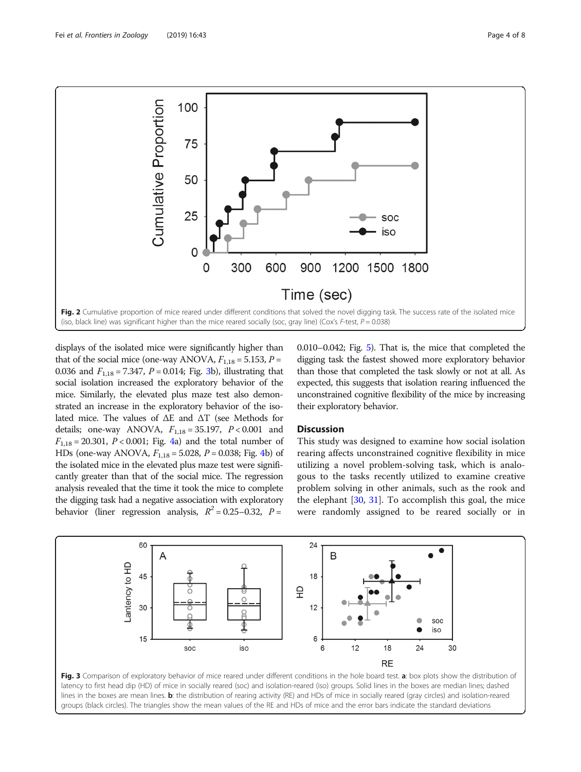Fig. 2 Cumulative proportion of mice reared under different conditions that solved the novel digging task. The success rate of the isolated mice (iso, black line) was significant higher than the mice reared socially (soc, gray line) (Cox's *F*-test, $P = 0.038$)

displays of the isolated mice were significantly higher than that of the social mice (one-way ANOVA, $F_{1,18} = 5.153$, $P = 0.036$ and $F_{1,18} = 7.347$, $P = 0.014$; Fig. 3b), illustrating that social isolation increased the exploratory behavior of the mice. Similarly, the elevated plus maze test also demonstrated an increase in the exploratory behavior of the isolated mice. The values of ΔE and ΔT (see Methods for details; one-way ANOVA, $F_{1,18} = 35.197$, $P < 0.001$ and $F_{1,18} = 20.301$, $P < 0.001$; Fig. 4a) and the total number of HDs (one-way ANOVA, $F_{1,18} = 5.028$, $P = 0.038$; Fig. 4b) of the isolated mice in the elevated plus maze test were significantly greater than that of the social mice. The regression analysis revealed that the time it took the mice to complete the digging task had a negative association with exploratory behavior (liner regression analysis, $R^2 = 0.25–0.32$, $P = 0.010–0.042$; Fig. 5). That is, the mice that completed the digging task the fastest showed more exploratory behavior than those that completed the task slowly or not at all. As expected, this suggests that isolation rearing influenced the unconstrained cognitive flexibility of the mice by increasing their exploratory behavior.

## Discussion

This study was designed to examine how social isolation rearing affects unconstrained cognitive flexibility in mice utilizing a novel problem-solving task, which is analogous to the tasks recently utilized to examine creative problem solving in other animals, such as the rook and the elephant [30, 31]. To accomplish this goal, the mice were randomly assigned to be reared socially or in

Fig. 3 Comparison of exploratory behavior of mice reared under different conditions in the hole board test. **a**: box plots show the distribution of latency to first head dip (HD) of mice in socially reared (soc) and isolation-reared (iso) groups. Solid lines in the boxes are median lines; dashed lines in the boxes are mean lines. **b**: the distribution of rearing activity (RE) and HDs of mice in socially reared (gray circles) and isolation-reared groups (black circles). The triangles show the mean values of the RE and HDs of mice and the error bars indicate the standard deviations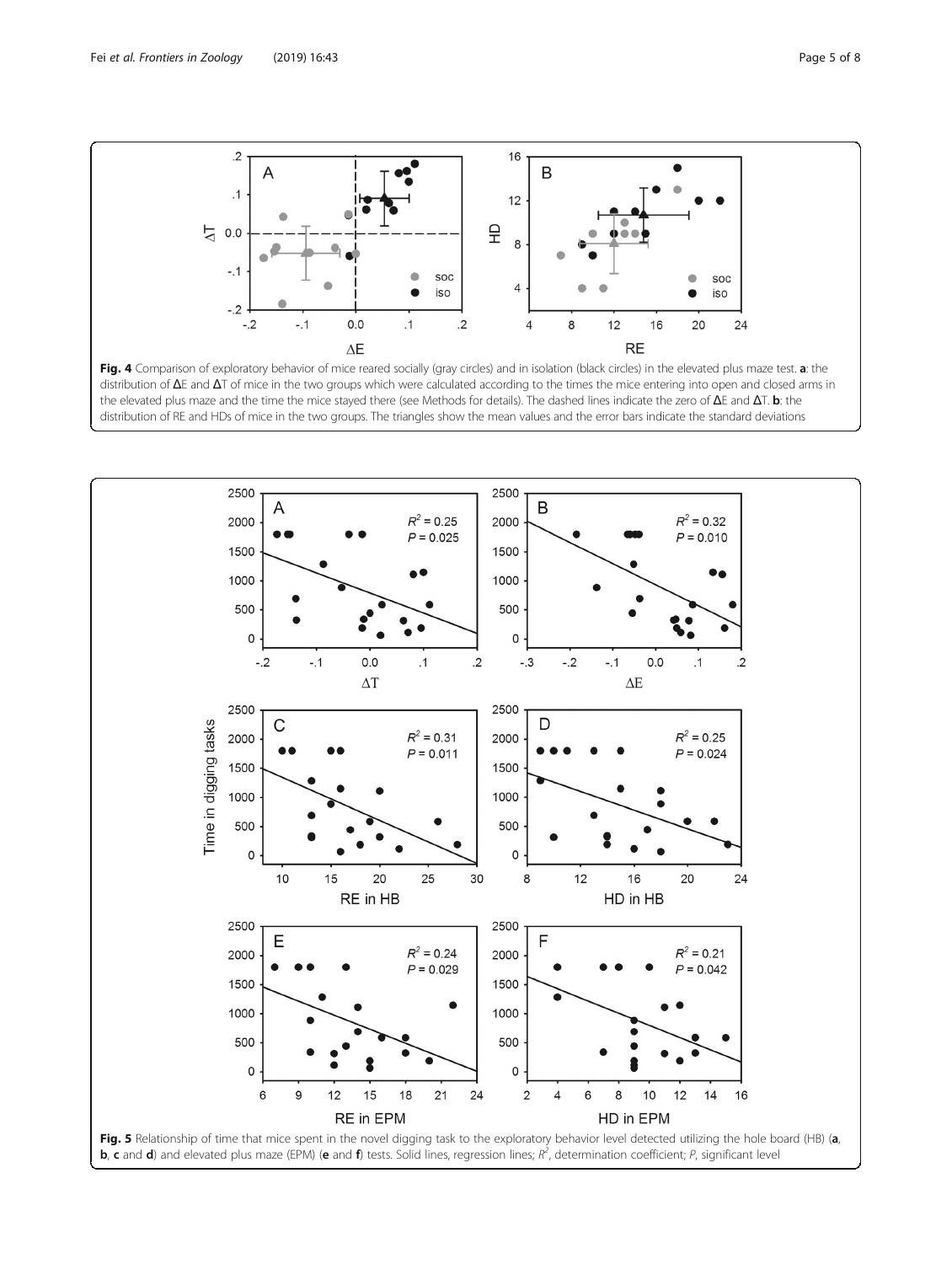**Fig. 4** Comparison of exploratory behavior of mice reared socially (gray circles) and in isolation (black circles) in the elevated plus maze test. **a**: the distribution of ΔE and ΔT of mice in the two groups which were calculated according to the times the mice entering into open and closed arms in the elevated plus maze and the time the mice stayed there (see Methods for details). The dashed lines indicate the zero of ΔE and ΔT. **b**: the distribution of RE and HDs of mice in the two groups. The triangles show the mean values and the error bars indicate the standard deviations

**Fig. 5** Relationship of time that mice spent in the novel digging task to the exploratory behavior level detected utilizing the hole board (HB) (**a**, **b**, **c** and **d**) and elevated plus maze (EPM) (**e** and **f**) tests. Solid lines, regression lines; $R^2$, determination coefficient; $P$, significant level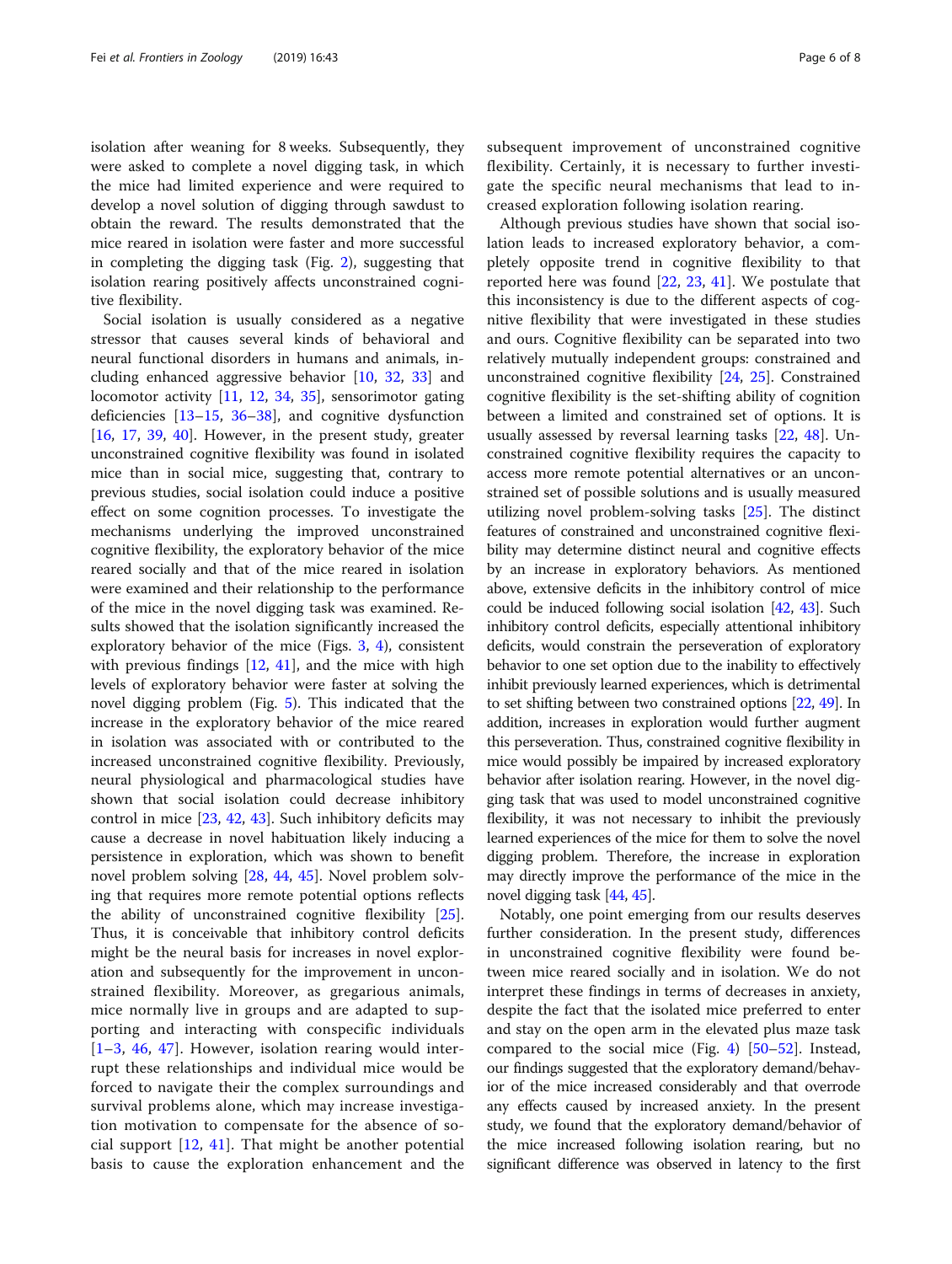isolation after weaning for 8 weeks. Subsequently, they were asked to complete a novel digging task, in which the mice had limited experience and were required to develop a novel solution of digging through sawdust to obtain the reward. The results demonstrated that the mice reared in isolation were faster and more successful in completing the digging task (Fig. 2), suggesting that isolation rearing positively affects unconstrained cognitive flexibility.

Social isolation is usually considered as a negative stressor that causes several kinds of behavioral and neural functional disorders in humans and animals, including enhanced aggressive behavior [10, 32, 33] and locomotor activity [11, 12, 34, 35], sensorimotor gating deficiencies [13–15, 36–38], and cognitive dysfunction [16, 17, 39, 40]. However, in the present study, greater unconstrained cognitive flexibility was found in isolated mice than in social mice, suggesting that, contrary to previous studies, social isolation could induce a positive effect on some cognition processes. To investigate the mechanisms underlying the improved unconstrained cognitive flexibility, the exploratory behavior of the mice reared socially and that of the mice reared in isolation were examined and their relationship to the performance of the mice in the novel digging task was examined. Results showed that the isolation significantly increased the exploratory behavior of the mice (Figs. 3, 4), consistent with previous findings [12, 41], and the mice with high levels of exploratory behavior were faster at solving the novel digging problem (Fig. 5). This indicated that the increase in the exploratory behavior of the mice reared in isolation was associated with or contributed to the increased unconstrained cognitive flexibility. Previously, neural physiological and pharmacological studies have shown that social isolation could decrease inhibitory control in mice [23, 42, 43]. Such inhibitory deficits may cause a decrease in novel habituation likely inducing a persistence in exploration, which was shown to benefit novel problem solving [28, 44, 45]. Novel problem solving that requires more remote potential options reflects the ability of unconstrained cognitive flexibility [25]. Thus, it is conceivable that inhibitory control deficits might be the neural basis for increases in novel exploration and subsequently for the improvement in unconstrained flexibility. Moreover, as gregarious animals, mice normally live in groups and are adapted to supporting and interacting with conspecific individuals [1–3, 46, 47]. However, isolation rearing would interrupt these relationships and individual mice would be forced to navigate their the complex surroundings and survival problems alone, which may increase investigation motivation to compensate for the absence of social support [12, 41]. That might be another potential basis to cause the exploration enhancement and the subsequent improvement of unconstrained cognitive flexibility. Certainly, it is necessary to further investigate the specific neural mechanisms that lead to increased exploration following isolation rearing.

Although previous studies have shown that social isolation leads to increased exploratory behavior, a completely opposite trend in cognitive flexibility to that reported here was found [22, 23, 41]. We postulate that this inconsistency is due to the different aspects of cognitive flexibility that were investigated in these studies and ours. Cognitive flexibility can be separated into two relatively mutually independent groups: constrained and unconstrained cognitive flexibility [24, 25]. Constrained cognitive flexibility is the set-shifting ability of cognition between a limited and constrained set of options. It is usually assessed by reversal learning tasks [22, 48]. Unconstrained cognitive flexibility requires the capacity to access more remote potential alternatives or an unconstrained set of possible solutions and is usually measured utilizing novel problem-solving tasks [25]. The distinct features of constrained and unconstrained cognitive flexibility may determine distinct neural and cognitive effects by an increase in exploratory behaviors. As mentioned above, extensive deficits in the inhibitory control of mice could be induced following social isolation [42, 43]. Such inhibitory control deficits, especially attentional inhibitory deficits, would constrain the perseveration of exploratory behavior to one set option due to the inability to effectively inhibit previously learned experiences, which is detrimental to set shifting between two constrained options [22, 49]. In addition, increases in exploration would further augment this perseveration. Thus, constrained cognitive flexibility in mice would possibly be impaired by increased exploratory behavior after isolation rearing. However, in the novel digging task that was used to model unconstrained cognitive flexibility, it was not necessary to inhibit the previously learned experiences of the mice for them to solve the novel digging problem. Therefore, the increase in exploration may directly improve the performance of the mice in the novel digging task [44, 45].

Notably, one point emerging from our results deserves further consideration. In the present study, differences in unconstrained cognitive flexibility were found between mice reared socially and in isolation. We do not interpret these findings in terms of decreases in anxiety, despite the fact that the isolated mice preferred to enter and stay on the open arm in the elevated plus maze task compared to the social mice (Fig. 4) [50–52]. Instead, our findings suggested that the exploratory demand/behavior of the mice increased considerably and that overrode any effects caused by increased anxiety. In the present study, we found that the exploratory demand/behavior of the mice increased following isolation rearing, but no significant difference was observed in latency to the first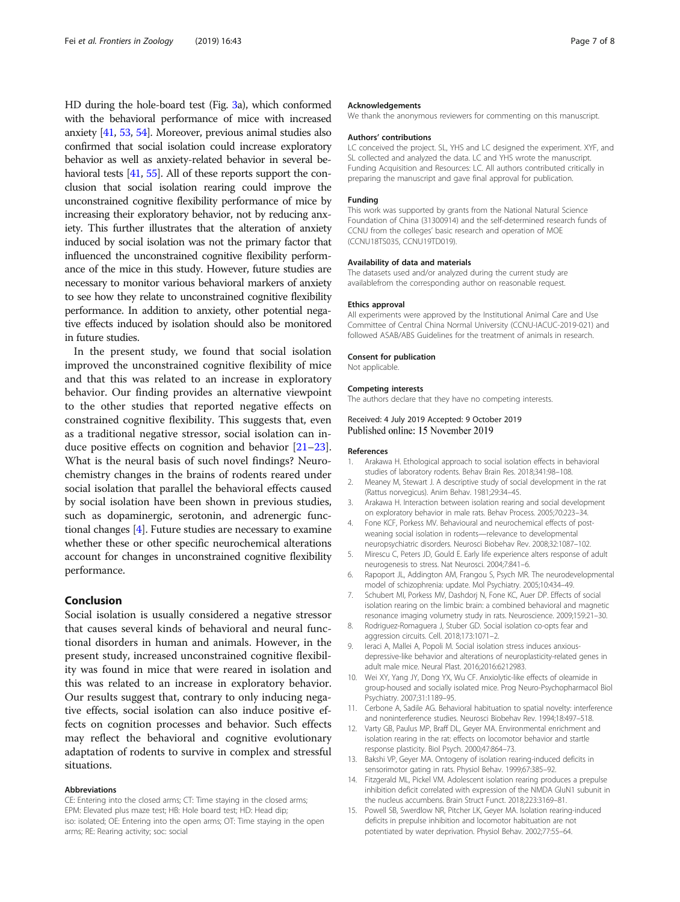HD during the hole-board test (Fig. 3a), which conformed with the behavioral performance of mice with increased anxiety [41, 53, 54]. Moreover, previous animal studies also confirmed that social isolation could increase exploratory behavior as well as anxiety-related behavior in several behavioral tests [41, 55]. All of these reports support the conclusion that social isolation rearing could improve the unconstrained cognitive flexibility performance of mice by increasing their exploratory behavior, not by reducing anxiety. This further illustrates that the alteration of anxiety induced by social isolation was not the primary factor that influenced the unconstrained cognitive flexibility performance of the mice in this study. However, future studies are necessary to monitor various behavioral markers of anxiety to see how they relate to unconstrained cognitive flexibility performance. In addition to anxiety, other potential negative effects induced by isolation should also be monitored in future studies.

In the present study, we found that social isolation improved the unconstrained cognitive flexibility of mice and that this was related to an increase in exploratory behavior. Our finding provides an alternative viewpoint to the other studies that reported negative effects on constrained cognitive flexibility. This suggests that, even as a traditional negative stressor, social isolation can induce positive effects on cognition and behavior [21–23]. What is the neural basis of such novel findings? Neurochemistry changes in the brains of rodents reared under social isolation that parallel the behavioral effects caused by social isolation have been shown in previous studies, such as dopaminergic, serotonin, and adrenergic functional changes [4]. Future studies are necessary to examine whether these or other specific neurochemical alterations account for changes in unconstrained cognitive flexibility performance.

## Conclusion

Social isolation is usually considered a negative stressor that causes several kinds of behavioral and neural functional disorders in human and animals. However, in the present study, increased unconstrained cognitive flexibility was found in mice that were reared in isolation and this was related to an increase in exploratory behavior. Our results suggest that, contrary to only inducing negative effects, social isolation can also induce positive effects on cognition processes and behavior. Such effects may reflect the behavioral and cognitive evolutionary adaptation of rodents to survive in complex and stressful situations.

#### Abbreviations

CE: Entering into the closed arms; CT: Time staying in the closed arms; EPM: Elevated plus maze test; HB: Hole board test; HD: Head dip; iso: isolated; OE: Entering into the open arms; OT: Time staying in the open arms; RE: Rearing activity; soc: social

#### Acknowledgements

We thank the anonymous reviewers for commenting on this manuscript.

#### Authors' contributions

LC conceived the project. SL, YHS and LC designed the experiment. XYF, and SL collected and analyzed the data. LC and YHS wrote the manuscript. Funding Acquisition and Resources: LC. All authors contributed critically in preparing the manuscript and gave final approval for publication.

#### Funding

This work was supported by grants from the National Natural Science Foundation of China (31300914) and the self-determined research funds of CCNU from the colleges' basic research and operation of MOE (CCNU18TS035, CCNU19TD019).

#### Availability of data and materials

The datasets used and/or analyzed during the current study are availablefrom the corresponding author on reasonable request.

#### Ethics approval

All experiments were approved by the Institutional Animal Care and Use Committee of Central China Normal University (CCNU-IACUC-2019-021) and followed ASAB/ABS Guidelines for the treatment of animals in research.

#### Consent for publication

Not applicable.

#### Competing interests

The authors declare that they have no competing interests.

Received: 4 July 2019 Accepted: 9 October 2019
Published online: 15 November 2019

#### References

1. Arakawa H. Ethological approach to social isolation effects in behavioral studies of laboratory rodents. Behav Brain Res. 2018;341:98–108.
2. Meaney M, Stewart J. A descriptive study of social development in the rat (Rattus norvegicus). Anim Behav. 1981;29:34–45.
3. Arakawa H. Interaction between isolation rearing and social development on exploratory behavior in male rats. Behav Process. 2005;70:223–34.
4. Fone KCF, Porkess MV. Behavioural and neurochemical effects of post-weaning social isolation in rodents—relevance to developmental neuropsychiatric disorders. Neurosci Biobehav Rev. 2008;32:1087–102.
5. Mirescu C, Peters JD, Gould E. Early life experience alters response of adult neurogenesis to stress. Nat Neurosci. 2004;7:841–6.
6. Rapoport JL, Addington AM, Frangou S, Psych MR. The neurodevelopmental model of schizophrenia: update. Mol Psychiatry. 2005;10:434–49.
7. Schubert MI, Porkess MV, Dashdorj N, Fone KC, Auer DP. Effects of social isolation rearing on the limbic brain: a combined behavioral and magnetic resonance imaging volumetry study in rats. Neuroscience. 2009;159:21–30.
8. Rodriguez-Romaguera J, Stuber GD. Social isolation co-opts fear and aggression circuits. Cell. 2018;173:1071–2.
9. Ieraci A, Mallei A, Popoli M. Social isolation stress induces anxious-depressive-like behavior and alterations of neuroplasticity-related genes in adult male mice. Neural Plast. 2016;2016:6212983.
10. Wei XY, Yang JY, Dong YX, Wu CF. Anxiolytic-like effects of oleamide in group-housed and socially isolated mice. Prog Neuro-Psychopharmacol Biol Psychiatry. 2007;31:1189–95.
11. Cerbone A, Sadile AG. Behavioral habituation to spatial novelty: interference and noninterference studies. Neurosci Biobehav Rev. 1994;18:497–518.
12. Varty GB, Paulus MP, Braff DL, Geyer MA. Environmental enrichment and isolation rearing in the rat: effects on locomotor behavior and startle response plasticity. Biol Psych. 2000;47:864–73.
13. Bakshi VP, Geyer MA. Ontogeny of isolation rearing-induced deficits in sensorimotor gating in rats. Physiol Behav. 1999;67:385–92.
14. Fitzgerald ML, Pickel VM. Adolescent isolation rearing produces a prepulse inhibition deficit correlated with expression of the NMDA GluN1 subunit in the nucleus accumbens. Brain Struct Funct. 2018;223:3169–81.
15. Powell SB, Swerdlow NR, Pitcher LK, Geyer MA. Isolation rearing-induced deficits in prepulse inhibition and locomotor habituation are not potentiated by water deprivation. Physiol Behav. 2002;77:55–64.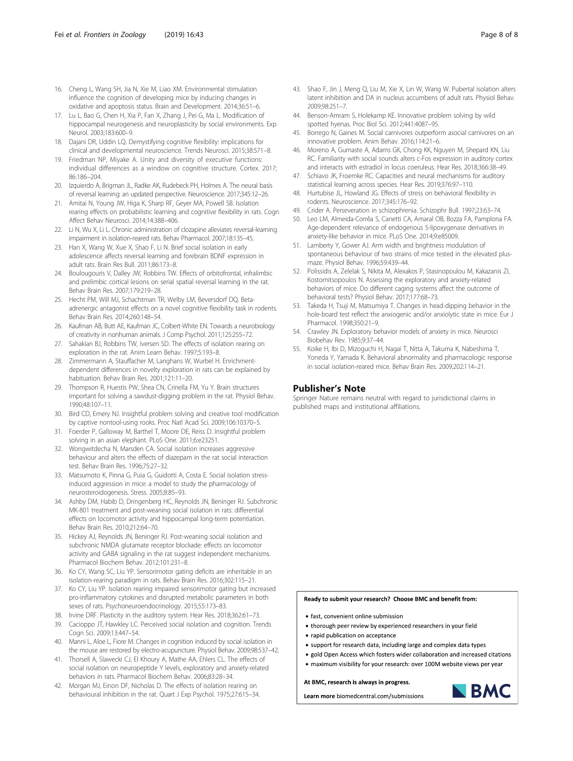16. Cheng L, Wang SH, Jia N, Xie M, Liao XM. Environmental stimulation influence the cognition of developing mice by inducing changes in oxidative and apoptosis status. Brain and Development. 2014;36:51–6.
17. Lu L, Bao G, Chen H, Xia P, Fan X, Zhang J, Pei G, Ma L. Modification of hippocampal neurogenesis and neuroplasticity by social environments. Exp Neurol. 2003;183:600–9.
18. Dajani DR, Uddin LQ. Demystifying cognitive flexibility: implications for clinical and developmental neuroscience. Trends Neurosci. 2015;38:571–8.
19. Friedman NP, Miyake A. Unity and diversity of executive functions: individual differences as a window on cognitive structure. Cortex. 2017; 86:186–204.
20. Izquierdo A, Brigman JL, Radke AK, Rudebeck PH, Holmes A. The neural basis of reversal learning: an updated perspective. Neuroscience. 2017;345:12–26.
21. Amitai N, Young JW, Higa K, Sharp RF, Geyer MA, Powell SB. Isolation rearing effects on probabilistic learning and cognitive flexibility in rats. Cogn Affect Behav Neurosci. 2014;14:388–406.
22. Li N, Wu X, Li L. Chronic administration of clozapine alleviates reversal-learning impairment in isolation-reared rats. Behav Pharmacol. 2007;18:135–45.
23. Han X, Wang W, Xue X, Shao F, Li N. Brief social isolation in early adolescence affects reversal learning and forebrain BDNF expression in adult rats. Brain Res Bull. 2011;86:173–8.
24. Boulougouris V, Dalley JW, Robbins TW. Effects of orbitofrontal, infralimbic and prelimbic cortical lesions on serial spatial reversal learning in the rat. Behav Brain Res. 2007;179:219–28.
25. Hecht PM, Will MJ, Schachtman TR, Welby LM, Beversdorf DQ. Beta-adrenergic antagonist effects on a novel cognitive flexibility task in rodents. Behav Brain Res. 2014;260:148–54.
26. Kaufman AB, Butt AE, Kaufman JC, Colbert-White EN. Towards a neurobiology of creativity in nonhuman animals. J Comp Psychol. 2011;125:255–72.
27. Sahakian BJ, Robbins TW, Iversen SD. The effects of isolation rearing on exploration in the rat. Anim Learn Behav. 1997;5:193–8.
28. Zimmermann A, Stauffacher M, Langhans W, Wurbel H. Enrichment-dependent differences in novelty exploration in rats can be explained by habituation. Behav Brain Res. 2001;121:11–20.
29. Thompson R, Huestis PW, Shea CN, Crinella FM, Yu Y. Brain structures important for solving a sawdust-digging problem in the rat. Physiol Behav. 1990;48:107–11.
30. Bird CD, Emery NJ. Insightful problem solving and creative tool modification by captive nontool-using rooks. Proc Natl Acad Sci. 2009;106:10370–5.
31. Foerder P, Galloway M, Barthel T, Moore DE, Reiss D. Insightful problem solving in an asian elephant. PLoS One. 2011;6:e23251.
32. Wongwitdecha N, Marsden CA. Social isolation increases aggressive behaviour and alters the effects of diazepam in the rat social interaction test. Behav Brain Res. 1996;75:27–32.
33. Matsumoto K, Pinna G, Puia G, Guidotti A, Costa E. Social isolation stress-induced aggression in mice: a model to study the pharmacology of neurosteroidogenesis. Stress. 2005;8:85–93.
34. Ashby DM, Habib D, Dringenberg HC, Reynolds JN, Beninger RJ. Subchronic MK-801 treatment and post-weaning social isolation in rats: differential effects on locomotor activity and hippocampal long-term potentiation. Behav Brain Res. 2010;212:64–70.
35. Hickey AJ, Reynolds JN, Beninger RJ. Post-weaning social isolation and subchronic NMDA glutamate receptor blockade: effects on locomotor activity and GABA signaling in the rat suggest independent mechanisms. Pharmacol Biochem Behav. 2012;101:231–8.
36. Ko CY, Wang SC, Liu YP. Sensorimotor gating deficits are inheritable in an isolation-rearing paradigm in rats. Behav Brain Res. 2016;302:115–21.
37. Ko CY, Liu YP. Isolation rearing impaired sensorimotor gating but increased pro-inflammatory cytokines and disrupted metabolic parameters in both sexes of rats. Psychoneuroendocrinology. 2015;55:173–83.
38. Irvine DRF. Plasticity in the auditory system. Hear Res. 2018;362:61–73.
39. Cacioppo JT, Hawkley LC. Perceived social isolation and cognition. Trends Cogn Sci. 2009;13:447–54.
40. Manni L, Aloe L, Fiore M. Changes in cognition induced by social isolation in the mouse are restored by electro-acupuncture. Physiol Behav. 2009;98:537–42.
41. Thorsell A, Slawecki CJ, El Khoury A, Mathe AA, Ehlers CL. The effects of social isolation on neuropeptide Y levels, exploratory and anxiety-related behaviors in rats. Pharmacol Biochem Behav. 2006;83:28–34.
42. Morgan MJ, Einon DF, Nicholas D. The effects of isolation rearing on behavioural inhibition in the rat. Quart J Exp Psychol. 1975;27:615–34.
43. Shao F, Jin J, Meng Q, Liu M, Xie X, Lin W, Wang W. Pubertal isolation alters latent inhibition and DA in nucleus accumbens of adult rats. Physiol Behav. 2009;98:251–7.
44. Benson-Amram S, Holekamp KE. Innovative problem solving by wild spotted hyenas. Proc Biol Sci. 2012;441:4087–95.
45. Borrego N, Gaines M. Social carnivores outperform asocial carnivores on an innovative problem. Anim Behav. 2016;114:21–6.
46. Moreno A, Gumaste A, Adams GK, Chong KK, Nguyen M, Shepard KN, Liu RC. Familiarity with social sounds alters c-Fos expression in auditory cortex and interacts with estradiol in locus coeruleus. Hear Res. 2018;366:38–49.
47. Schiavo JK, Froemke RC. Capacities and neural mechanisms for auditory statistical learning across species. Hear Res. 2019;376:97–110.
48. Hurtubise JL, Howland JG. Effects of stress on behavioral flexibility in rodents. Neuroscience. 2017;345:176–92.
49. Crider A. Perseveration in schizophrenia. Schizophr Bull. 1997;23:63–74.
50. Leo LM, Almeida-Corrêa S, Canetti CA, Amaral OB, Bozza FA, Pamplona FA. Age-dependent relevance of endogenous 5-lipoxygenase derivatives in anxiety-like behavior in mice. PLoS One. 2014;9:e85009.
51. Lamberty Y, Gower AJ. Arm width and brightness modulation of spontaneous behaviour of two strains of mice tested in the elevated plus-maze. Physiol Behav. 1996;59:439–44.
52. Polissidis A, Zelelak S, Nikita M, Alexakos P, Stasinopoulou M, Kakazanis ZI, Kostomitsopoulos N. Assessing the exploratory and anxiety-related behaviors of mice. Do different caging systems affect the outcome of behavioral tests? Physiol Behav. 2017;177:68–73.
53. Takeda H, Tsuji M, Matsumiya T. Changes in head-dipping behavior in the hole-board test reflect the anxiogenic and/or anxiolytic state in mice. Eur J Pharmacol. 1998;350:21–9.
54. Crawley JN. Exploratory behavior models of anxiety in mice. Neurosci Biobehav Rev. 1985;9:37–44.
55. Koike H, Ibi D, Mizoguchi H, Nagai T, Nitta A, Takuma K, Nabeshima T, Yoneda Y, Yamada K. Behavioral abnormality and pharmacologic response in social isolation-reared mice. Behav Brain Res. 2009;202:114–21.

## Publisher's Note

Springer Nature remains neutral with regard to jurisdictional claims in published maps and institutional affiliations.